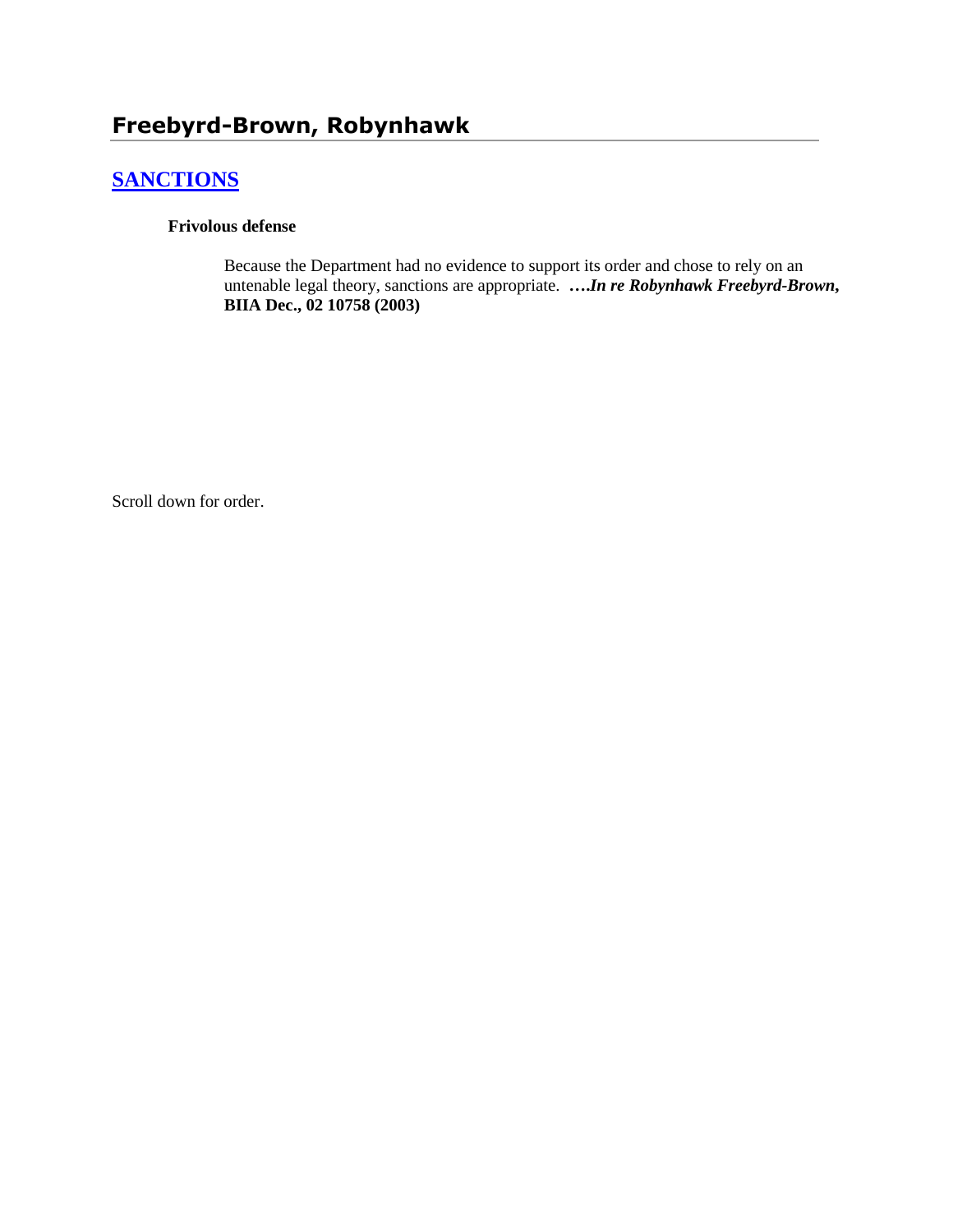## Freebyrd-Brown, Robynhawk

### SANCTIONS

**Frivolous defense**

Because the Department had no evidence to support its order and chose to rely on an untenable legal theory, sanctions are appropriate. ***….In re Robynhawk Freebyrd-Brown,* BIIA Dec., 02 10758 (2003)**

Scroll down for order.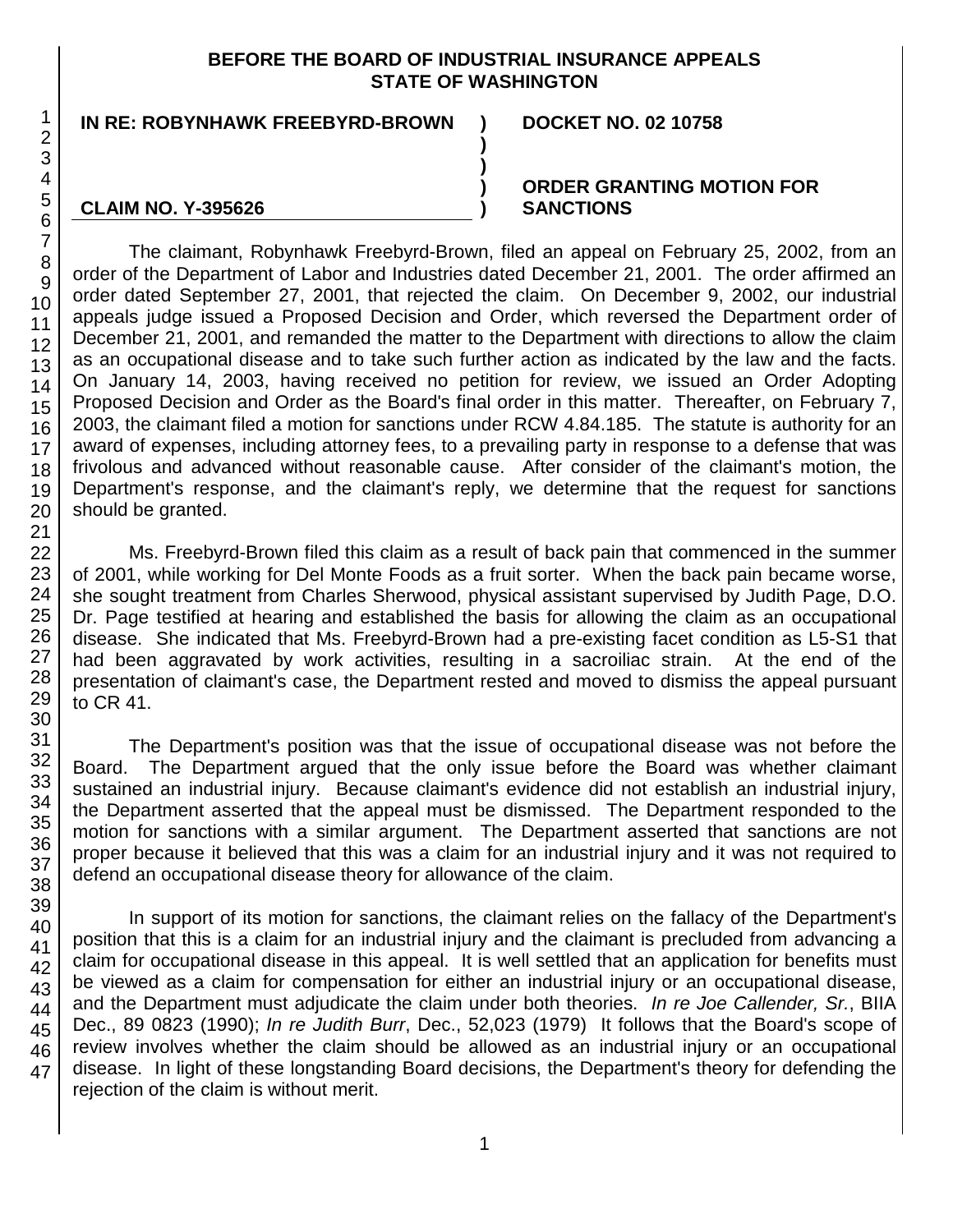**BEFORE THE BOARD OF INDUSTRIAL INSURANCE APPEALS STATE OF WASHINGTON**

| | | |
|---|---|---|
| **IN RE: ROBYNHAWK FREEBYRD-BROWN** | **)** | **DOCKET NO. 02 10758** |
| | **)** | |
| | **)** | |
| | **)** | **ORDER GRANTING MOTION FOR** |
| **CLAIM NO. Y-395626** | **)** | **SANCTIONS** |

The claimant, Robynhawk Freebyrd-Brown, filed an appeal on February 25, 2002, from an order of the Department of Labor and Industries dated December 21, 2001. The order affirmed an order dated September 27, 2001, that rejected the claim. On December 9, 2002, our industrial appeals judge issued a Proposed Decision and Order, which reversed the Department order of December 21, 2001, and remanded the matter to the Department with directions to allow the claim as an occupational disease and to take such further action as indicated by the law and the facts. On January 14, 2003, having received no petition for review, we issued an Order Adopting Proposed Decision and Order as the Board's final order in this matter. Thereafter, on February 7, 2003, the claimant filed a motion for sanctions under RCW 4.84.185. The statute is authority for an award of expenses, including attorney fees, to a prevailing party in response to a defense that was frivolous and advanced without reasonable cause. After consider of the claimant's motion, the Department's response, and the claimant's reply, we determine that the request for sanctions should be granted.

Ms. Freebyrd-Brown filed this claim as a result of back pain that commenced in the summer of 2001, while working for Del Monte Foods as a fruit sorter. When the back pain became worse, she sought treatment from Charles Sherwood, physical assistant supervised by Judith Page, D.O. Dr. Page testified at hearing and established the basis for allowing the claim as an occupational disease. She indicated that Ms. Freebyrd-Brown had a pre-existing facet condition as L5-S1 that had been aggravated by work activities, resulting in a sacroiliac strain. At the end of the presentation of claimant's case, the Department rested and moved to dismiss the appeal pursuant to CR 41.

The Department's position was that the issue of occupational disease was not before the Board. The Department argued that the only issue before the Board was whether claimant sustained an industrial injury. Because claimant's evidence did not establish an industrial injury, the Department asserted that the appeal must be dismissed. The Department responded to the motion for sanctions with a similar argument. The Department asserted that sanctions are not proper because it believed that this was a claim for an industrial injury and it was not required to defend an occupational disease theory for allowance of the claim.

In support of its motion for sanctions, the claimant relies on the fallacy of the Department's position that this is a claim for an industrial injury and the claimant is precluded from advancing a claim for occupational disease in this appeal. It is well settled that an application for benefits must be viewed as a claim for compensation for either an industrial injury or an occupational disease, and the Department must adjudicate the claim under both theories. *In re Joe Callender, Sr.*, BIIA Dec., 89 0823 (1990); *In re Judith Burr*, Dec., 52,023 (1979) It follows that the Board's scope of review involves whether the claim should be allowed as an industrial injury or an occupational disease. In light of these longstanding Board decisions, the Department's theory for defending the rejection of the claim is without merit.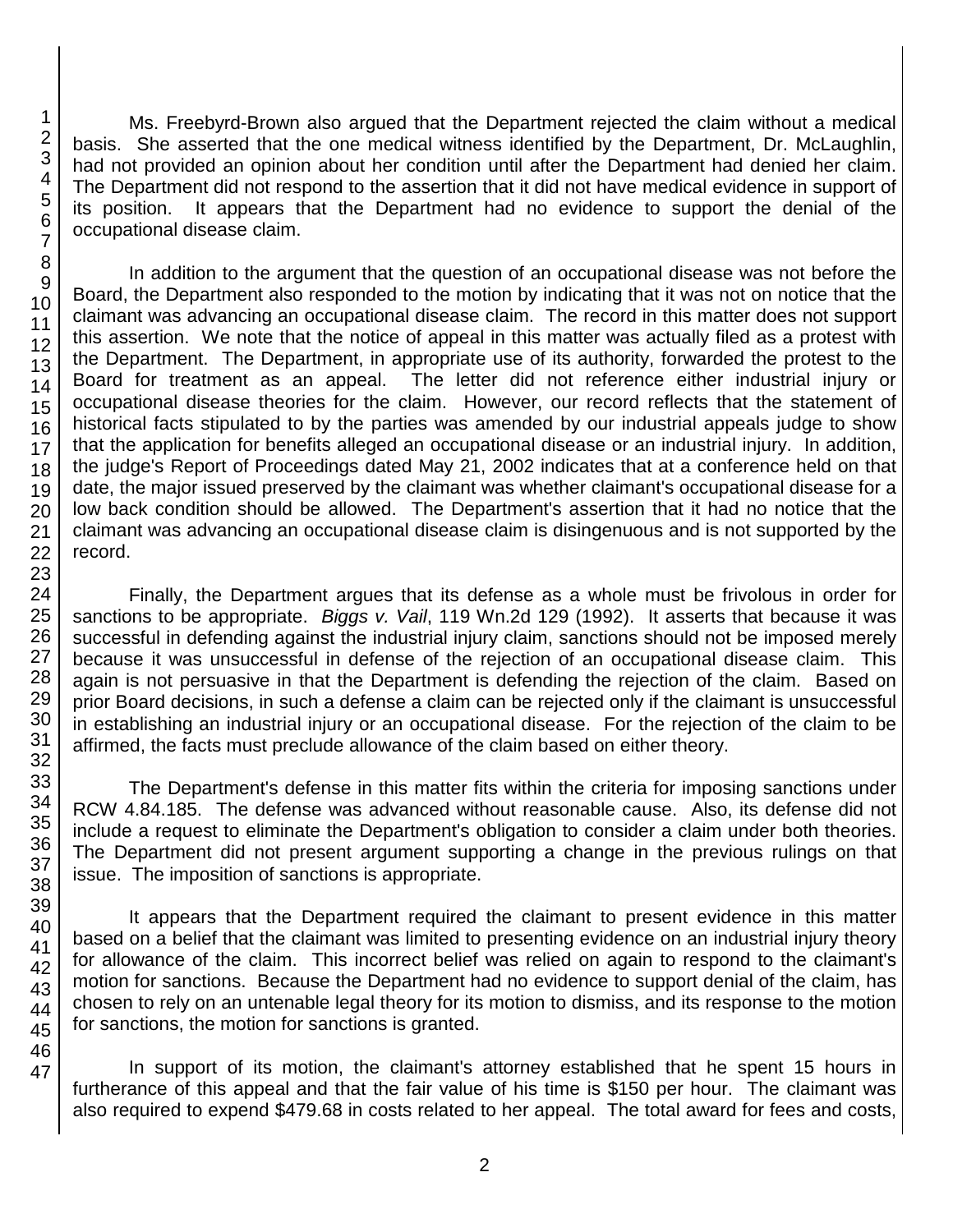Ms. Freebyrd-Brown also argued that the Department rejected the claim without a medical basis. She asserted that the one medical witness identified by the Department, Dr. McLaughlin, had not provided an opinion about her condition until after the Department had denied her claim. The Department did not respond to the assertion that it did not have medical evidence in support of its position. It appears that the Department had no evidence to support the denial of the occupational disease claim.

In addition to the argument that the question of an occupational disease was not before the Board, the Department also responded to the motion by indicating that it was not on notice that the claimant was advancing an occupational disease claim. The record in this matter does not support this assertion. We note that the notice of appeal in this matter was actually filed as a protest with the Department. The Department, in appropriate use of its authority, forwarded the protest to the Board for treatment as an appeal. The letter did not reference either industrial injury or occupational disease theories for the claim. However, our record reflects that the statement of historical facts stipulated to by the parties was amended by our industrial appeals judge to show that the application for benefits alleged an occupational disease or an industrial injury. In addition, the judge's Report of Proceedings dated May 21, 2002 indicates that at a conference held on that date, the major issued preserved by the claimant was whether claimant's occupational disease for a low back condition should be allowed. The Department's assertion that it had no notice that the claimant was advancing an occupational disease claim is disingenuous and is not supported by the record.

Finally, the Department argues that its defense as a whole must be frivolous in order for sanctions to be appropriate. *Biggs v. Vail*, 119 Wn.2d 129 (1992). It asserts that because it was successful in defending against the industrial injury claim, sanctions should not be imposed merely because it was unsuccessful in defense of the rejection of an occupational disease claim. This again is not persuasive in that the Department is defending the rejection of the claim. Based on prior Board decisions, in such a defense a claim can be rejected only if the claimant is unsuccessful in establishing an industrial injury or an occupational disease. For the rejection of the claim to be affirmed, the facts must preclude allowance of the claim based on either theory.

The Department's defense in this matter fits within the criteria for imposing sanctions under RCW 4.84.185. The defense was advanced without reasonable cause. Also, its defense did not include a request to eliminate the Department's obligation to consider a claim under both theories. The Department did not present argument supporting a change in the previous rulings on that issue. The imposition of sanctions is appropriate.

It appears that the Department required the claimant to present evidence in this matter based on a belief that the claimant was limited to presenting evidence on an industrial injury theory for allowance of the claim. This incorrect belief was relied on again to respond to the claimant's motion for sanctions. Because the Department had no evidence to support denial of the claim, has chosen to rely on an untenable legal theory for its motion to dismiss, and its response to the motion for sanctions, the motion for sanctions is granted.

In support of its motion, the claimant's attorney established that he spent 15 hours in furtherance of this appeal and that the fair value of his time is $150 per hour. The claimant was also required to expend $479.68 in costs related to her appeal. The total award for fees and costs,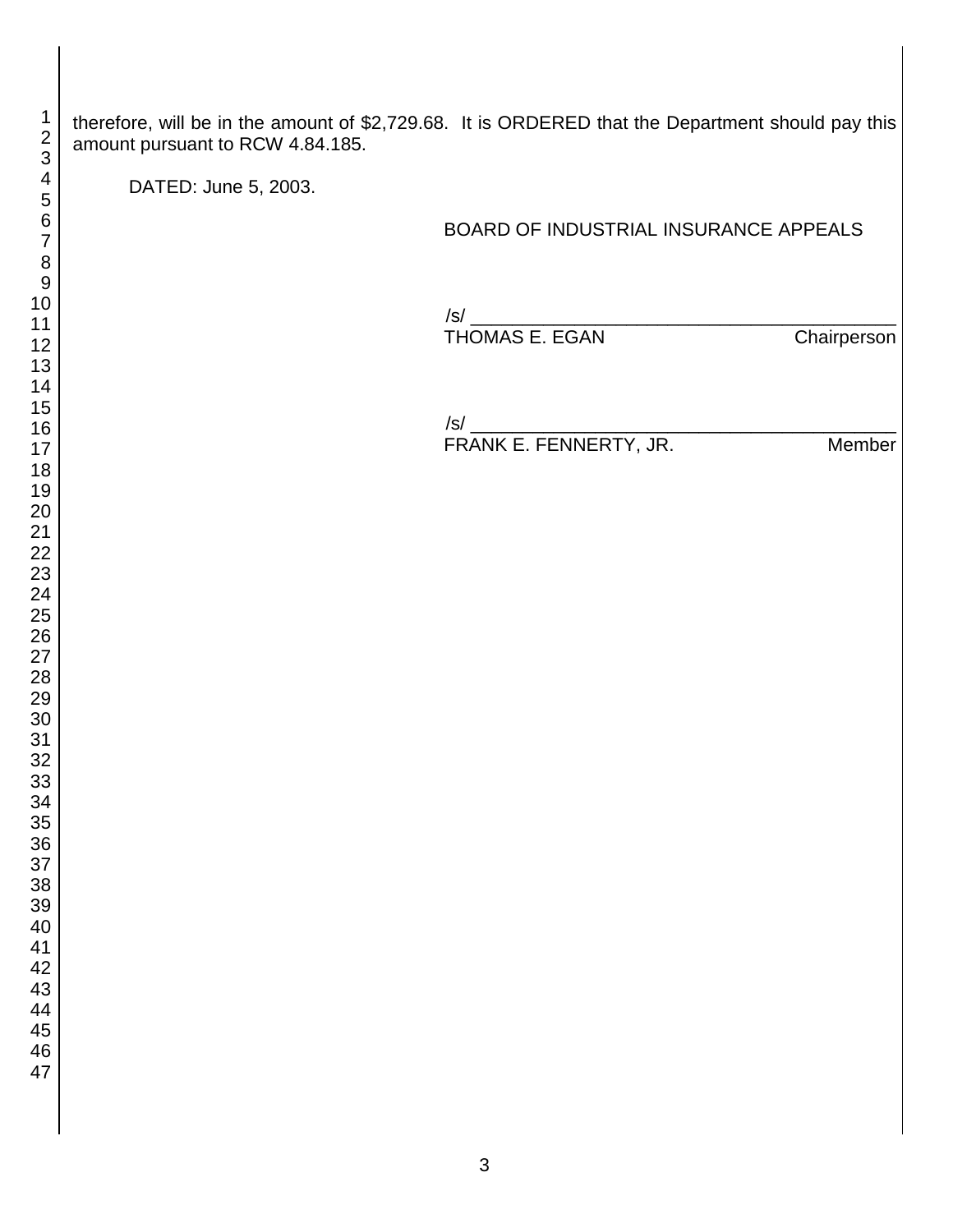therefore, will be in the amount of $2,729.68. It is ORDERED that the Department should pay this amount pursuant to RCW 4.84.185.

DATED: June 5, 2003.

BOARD OF INDUSTRIAL INSURANCE APPEALS

/s/ ________________________________________
THOMAS E. EGAN Chairperson

/s/ ________________________________________
FRANK E. FENNERTY, JR. Member